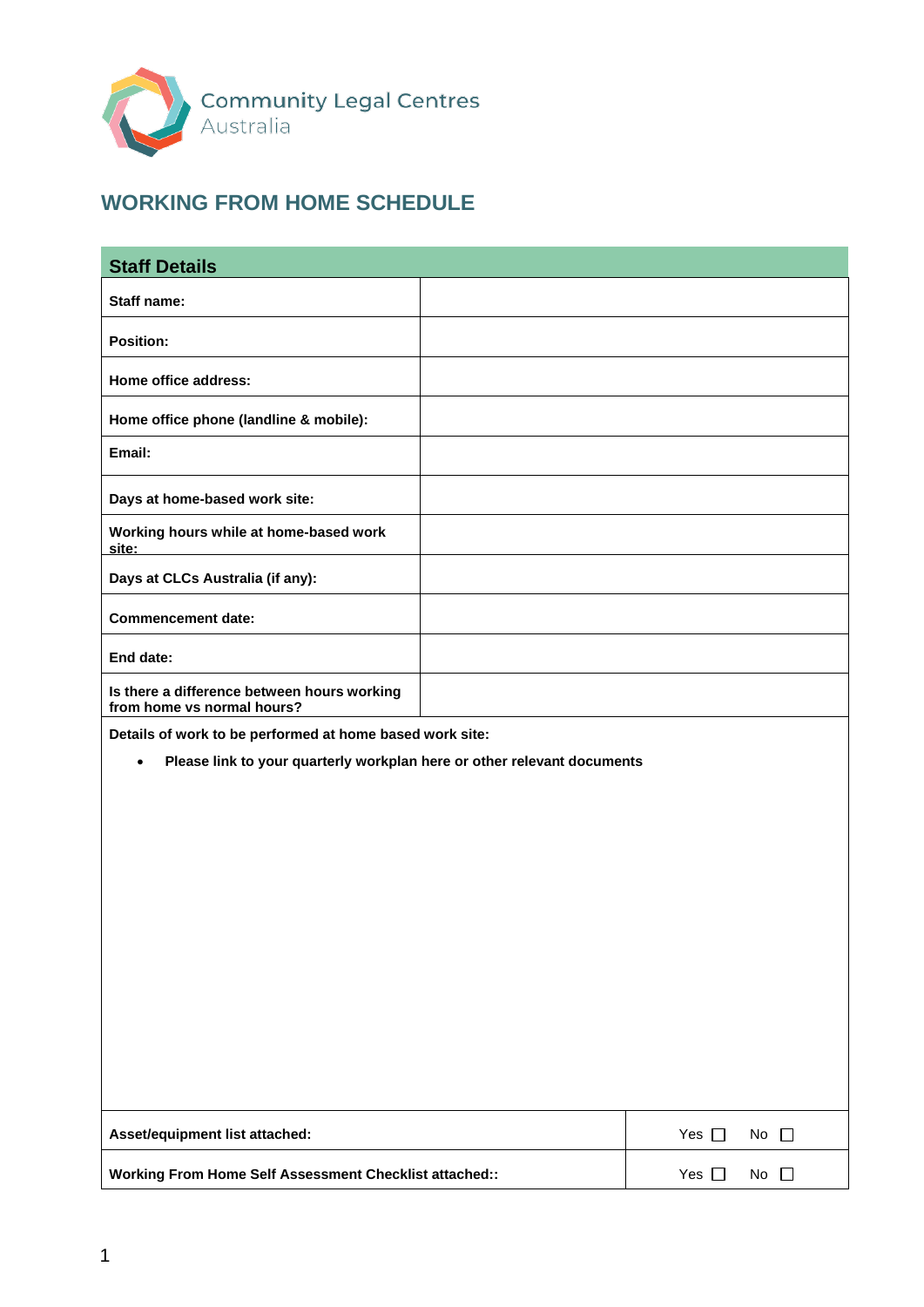Community Legal Centres Australia

# WORKING FROM HOME SCHEDULE

| Staff Details | |
|---|---|
| **Staff name:** | |
| **Position:** | |
| **Home office address:** | |
| **Home office phone (landline & mobile):** | |
| **Email:** | |
| **Days at home-based work site:** | |
| **Working hours while at home-based work site:** | |
| **Days at CLCs Australia (if any):** | |
| **Commencement date:** | |
| **End date:** | |
| **Is there a difference between hours working from home vs normal hours?** | |

**Details of work to be performed at home based work site:**

- **Please link to your quarterly workplan here or other relevant documents**

| | |
|---|---|
| **Asset/equipment list attached:** | Yes ☐ No ☐ |
| **Working From Home Self Assessment Checklist attached::** | Yes ☐ No ☐ |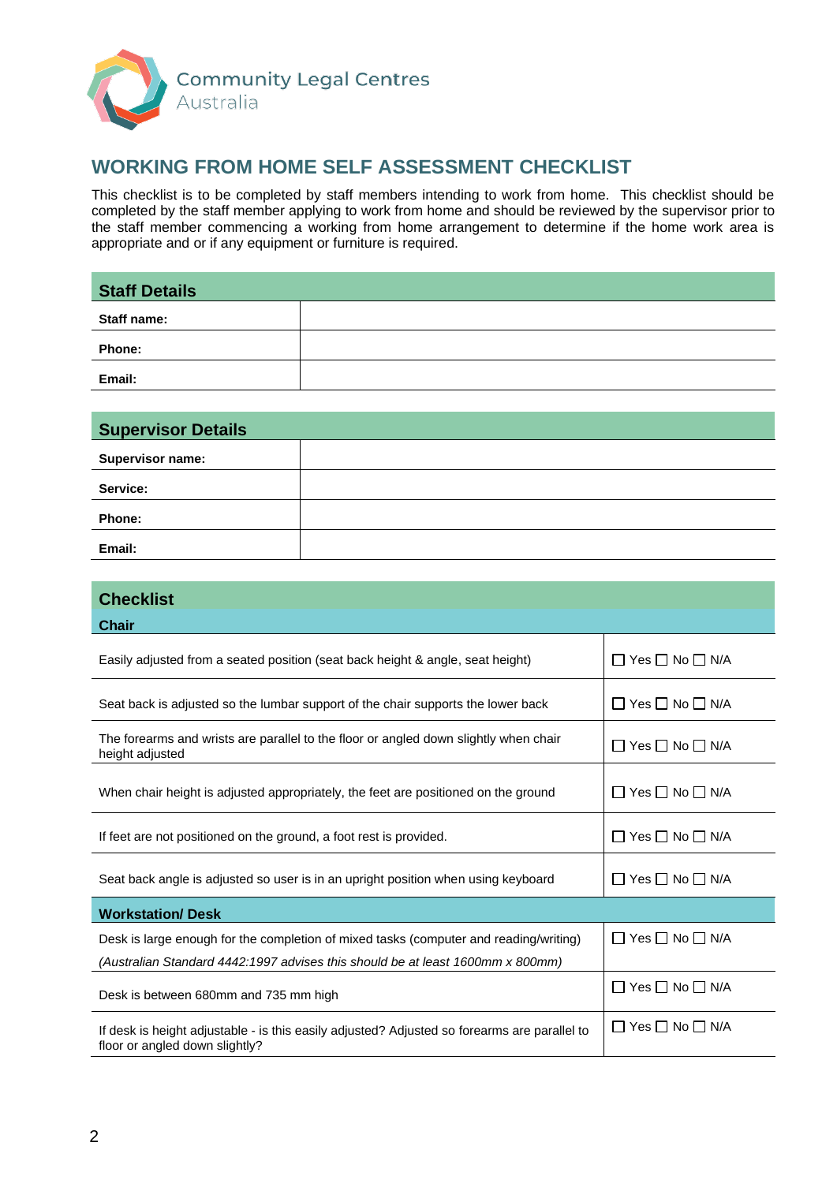Community Legal Centres Australia

# WORKING FROM HOME SELF ASSESSMENT CHECKLIST

This checklist is to be completed by staff members intending to work from home. This checklist should be completed by the staff member applying to work from home and should be reviewed by the supervisor prior to the staff member commencing a working from home arrangement to determine if the home work area is appropriate and or if any equipment or furniture is required.

| **Staff Details** | |
|---|---|
| **Staff name:** | |
| **Phone:** | |
| **Email:** | |

| **Supervisor Details** | |
|---|---|
| **Supervisor name:** | |
| **Service:** | |
| **Phone:** | |
| **Email:** | |

| **Checklist** | |
|---|---|
| **Chair** | |
| Easily adjusted from a seated position (seat back height & angle, seat height) | ☐ Yes ☐ No ☐ N/A |
| Seat back is adjusted so the lumbar support of the chair supports the lower back | ☐ Yes ☐ No ☐ N/A |
| The forearms and wrists are parallel to the floor or angled down slightly when chair height adjusted | ☐ Yes ☐ No ☐ N/A |
| When chair height is adjusted appropriately, the feet are positioned on the ground | ☐ Yes ☐ No ☐ N/A |
| If feet are not positioned on the ground, a foot rest is provided. | ☐ Yes ☐ No ☐ N/A |
| Seat back angle is adjusted so user is in an upright position when using keyboard | ☐ Yes ☐ No ☐ N/A |
| **Workstation/ Desk** | |
| Desk is large enough for the completion of mixed tasks (computer and reading/writing) *(Australian Standard 4442:1997 advises this should be at least 1600mm x 800mm)* | ☐ Yes ☐ No ☐ N/A |
| Desk is between 680mm and 735 mm high | ☐ Yes ☐ No ☐ N/A |
| If desk is height adjustable - is this easily adjusted? Adjusted so forearms are parallel to floor or angled down slightly? | ☐ Yes ☐ No ☐ N/A |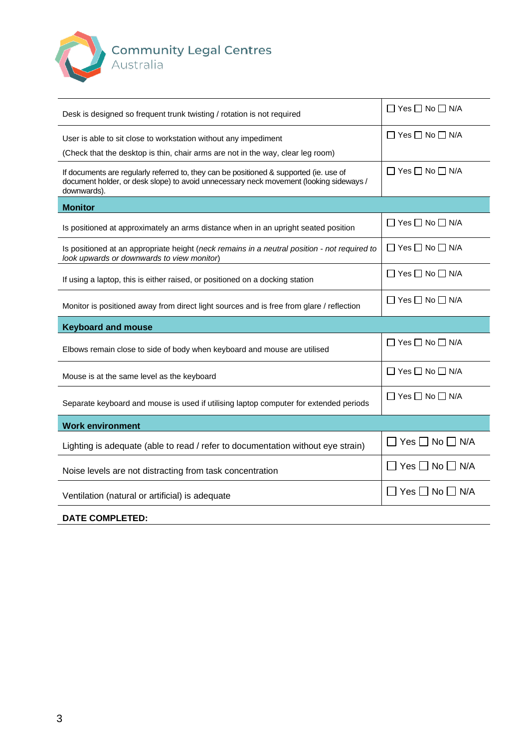Community Legal Centres Australia

| | |
|---|---|
| Desk is designed so frequent trunk twisting / rotation is not required | ☐ Yes ☐ No ☐ N/A |
| User is able to sit close to workstation without any impediment<br>(Check that the desktop is thin, chair arms are not in the way, clear leg room) | ☐ Yes ☐ No ☐ N/A |
| If documents are regularly referred to, they can be positioned & supported (ie. use of document holder, or desk slope) to avoid unnecessary neck movement (looking sideways / downwards). | ☐ Yes ☐ No ☐ N/A |
| **Monitor** | |
| Is positioned at approximately an arms distance when in an upright seated position | ☐ Yes ☐ No ☐ N/A |
| Is positioned at an appropriate height (*neck remains in a neutral position - not required to look upwards or downwards to view monitor*) | ☐ Yes ☐ No ☐ N/A |
| If using a laptop, this is either raised, or positioned on a docking station | ☐ Yes ☐ No ☐ N/A |
| Monitor is positioned away from direct light sources and is free from glare / reflection | ☐ Yes ☐ No ☐ N/A |
| **Keyboard and mouse** | |
| Elbows remain close to side of body when keyboard and mouse are utilised | ☐ Yes ☐ No ☐ N/A |
| Mouse is at the same level as the keyboard | ☐ Yes ☐ No ☐ N/A |
| Separate keyboard and mouse is used if utilising laptop computer for extended periods | ☐ Yes ☐ No ☐ N/A |
| **Work environment** | |
| Lighting is adequate (able to read / refer to documentation without eye strain) | ☐ Yes ☐ No ☐ N/A |
| Noise levels are not distracting from task concentration | ☐ Yes ☐ No ☐ N/A |
| Ventilation (natural or artificial) is adequate | ☐ Yes ☐ No ☐ N/A |

**DATE COMPLETED:**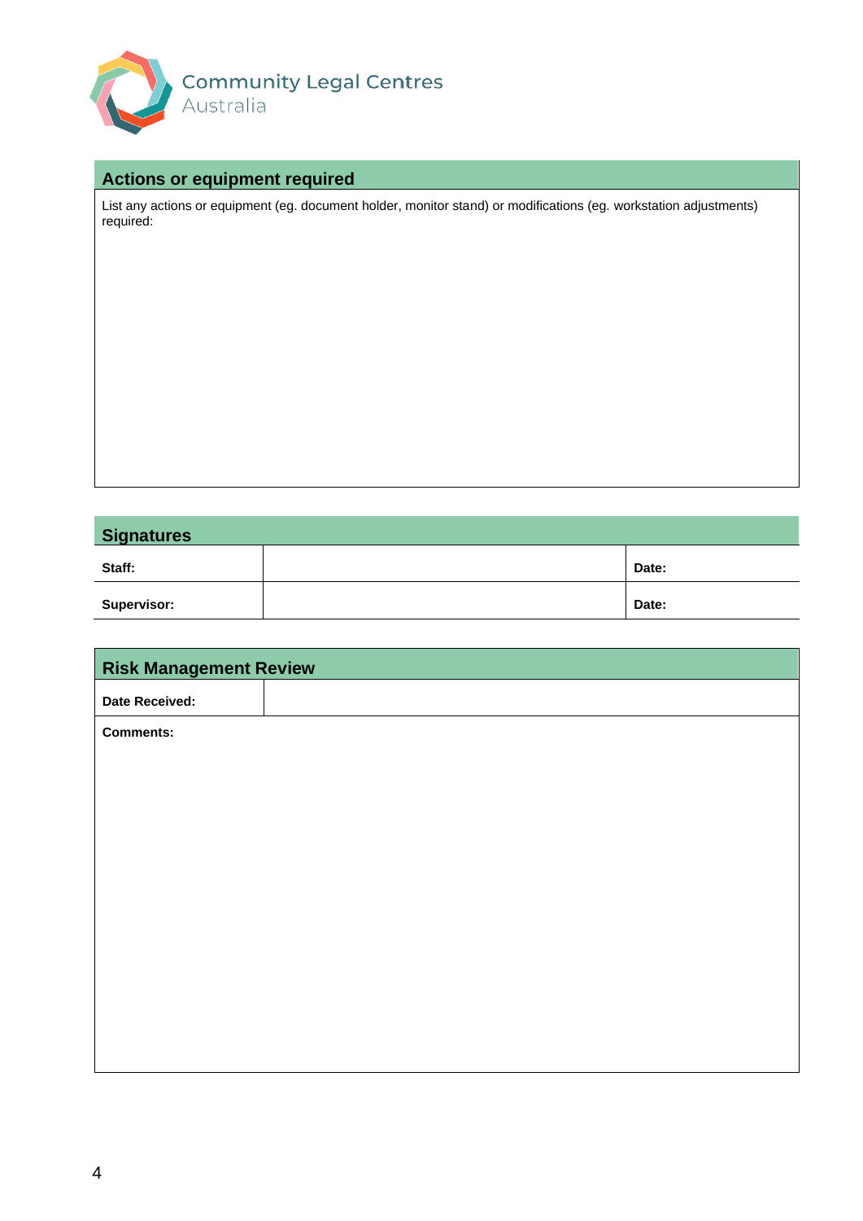Community Legal Centres Australia

## Actions or equipment required

List any actions or equipment (eg. document holder, monitor stand) or modifications (eg. workstation adjustments) required:

## Signatures

| | | | |
|---|---|---|---|
| **Staff:** | | **Date:** | |
| **Supervisor:** | | **Date:** | |

## Risk Management Review

| | |
|---|---|
| **Date Received:** | |

**Comments:**